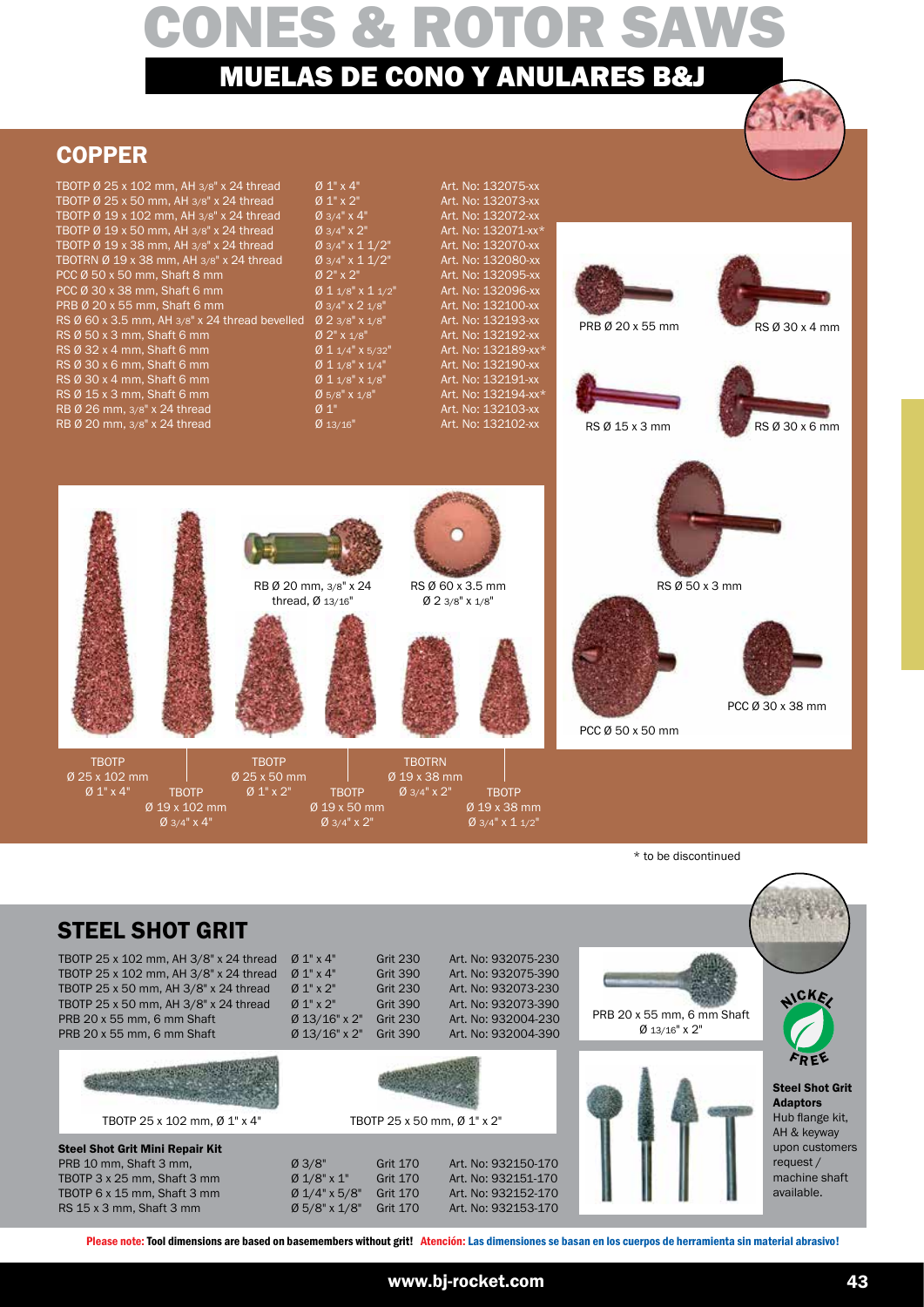# CONES & ROTOR SAWS

## MUELAS DE CONO Y ANULARES B&J

## COPPER

| Description | Size | Art. No |
|---|---|---|
| TBOTP Ø 25 x 102 mm, AH 3/8" x 24 thread | Ø 1" x 4" | Art. No: 132075-xx |
| TBOTP Ø 25 x 50 mm, AH 3/8" x 24 thread | Ø 1" x 2" | Art. No: 132073-xx |
| TBOTP Ø 19 x 102 mm, AH 3/8" x 24 thread | Ø 3/4" x 4" | Art. No: 132072-xx |
| TBOTP Ø 19 x 50 mm, AH 3/8" x 24 thread | Ø 3/4" x 2" | Art. No: 132071-xx* |
| TBOTP Ø 19 x 38 mm, AH 3/8" x 24 thread | Ø 3/4" x 1 1/2" | Art. No: 132070-xx |
| TBOTRN Ø 19 x 38 mm, AH 3/8" x 24 thread | Ø 3/4" x 1 1/2" | Art. No: 132080-xx |
| PCC Ø 50 x 50 mm, Shaft 8 mm | Ø 2" x 2" | Art. No: 132095-xx |
| PCC Ø 30 x 38 mm, Shaft 6 mm | Ø 1 1/8" x 1 1/2" | Art. No: 132096-xx |
| PRB Ø 20 x 55 mm, Shaft 6 mm | Ø 3/4" x 2 1/8" | Art. No: 132100-xx |
| RS Ø 60 x 3.5 mm, AH 3/8" x 24 thread bevelled | Ø 2 3/8" x 1/8" | Art. No: 132193-xx |
| RS Ø 50 x 3 mm, Shaft 6 mm | Ø 2" x 1/8" | Art. No: 132192-xx |
| RS Ø 32 x 4 mm, Shaft 6 mm | Ø 1 1/4" x 5/32" | Art. No: 132189-xx* |
| RS Ø 30 x 6 mm, Shaft 6 mm | Ø 1 1/8" x 1/4" | Art. No: 132190-xx |
| RS Ø 30 x 4 mm, Shaft 6 mm | Ø 1 1/8" x 1/8" | Art. No: 132191-xx |
| RS Ø 15 x 3 mm, Shaft 6 mm | Ø 5/8" x 1/8" | Art. No: 132194-xx* |
| RB Ø 26 mm, 3/8" x 24 thread | Ø 1" | Art. No: 132103-xx |
| RB Ø 20 mm, 3/8" x 24 thread | Ø 13/16" | Art. No: 132102-xx |

PRB Ø 20 x 55 mm

RS Ø 30 x 4 mm

RS Ø 15 x 3 mm

RS Ø 30 x 6 mm

RB Ø 20 mm, 3/8" x 24 thread, Ø 13/16"

RS Ø 60 x 3.5 mm Ø 2 3/8" x 1/8"

RS Ø 50 x 3 mm

PCC Ø 30 x 38 mm

PCC Ø 50 x 50 mm

TBOTP Ø 25 x 102 mm Ø 1" x 4"

TBOTP Ø 19 x 102 mm Ø 3/4" x 4"

TBOTP Ø 25 x 50 mm Ø 1" x 2"

TBOTP Ø 19 x 50 mm Ø 3/4" x 2"

TBOTRN Ø 19 x 38 mm Ø 3/4" x 2"

TBOTP Ø 19 x 38 mm Ø 3/4" x 1 1/2"

\* to be discontinued

## STEEL SHOT GRIT

| Description | Size | Grit | Art. No |
|---|---|---|---|
| TBOTP 25 x 102 mm, AH 3/8" x 24 thread | Ø 1" x 4" | Grit 230 | Art. No: 932075-230 |
| TBOTP 25 x 102 mm, AH 3/8" x 24 thread | Ø 1" x 4" | Grit 390 | Art. No: 932075-390 |
| TBOTP 25 x 50 mm, AH 3/8" x 24 thread | Ø 1" x 2" | Grit 230 | Art. No: 932073-230 |
| TBOTP 25 x 50 mm, AH 3/8" x 24 thread | Ø 1" x 2" | Grit 390 | Art. No: 932073-390 |
| PRB 20 x 55 mm, 6 mm Shaft | Ø 13/16" x 2" | Grit 230 | Art. No: 932004-230 |
| PRB 20 x 55 mm, 6 mm Shaft | Ø 13/16" x 2" | Grit 390 | Art. No: 932004-390 |

PRB 20 x 55 mm, 6 mm Shaft Ø 13/16" x 2"

NICKEL FREE

TBOTP 25 x 102 mm, Ø 1" x 4"

TBOTP 25 x 50 mm, Ø 1" x 2"

### Steel Shot Grit Mini Repair Kit

| Description | Size | Grit | Art. No |
|---|---|---|---|
| PRB 10 mm, Shaft 3 mm, | Ø 3/8" | Grit 170 | Art. No: 932150-170 |
| TBOTP 3 x 25 mm, Shaft 3 mm | Ø 1/8" x 1" | Grit 170 | Art. No: 932151-170 |
| TBOTP 6 x 15 mm, Shaft 3 mm | Ø 1/4" x 5/8" | Grit 170 | Art. No: 932152-170 |
| RS 15 x 3 mm, Shaft 3 mm | Ø 5/8" x 1/8" | Grit 170 | Art. No: 932153-170 |

**Steel Shot Grit Adaptors**
Hub flange kit, AH & keyway upon customers request / machine shaft available.

**Please note: Tool dimensions are based on basemembers without grit! Atención: Las dimensiones se basan en los cuerpos de herramienta sin material abrasivo!**

www.bj-rocket.com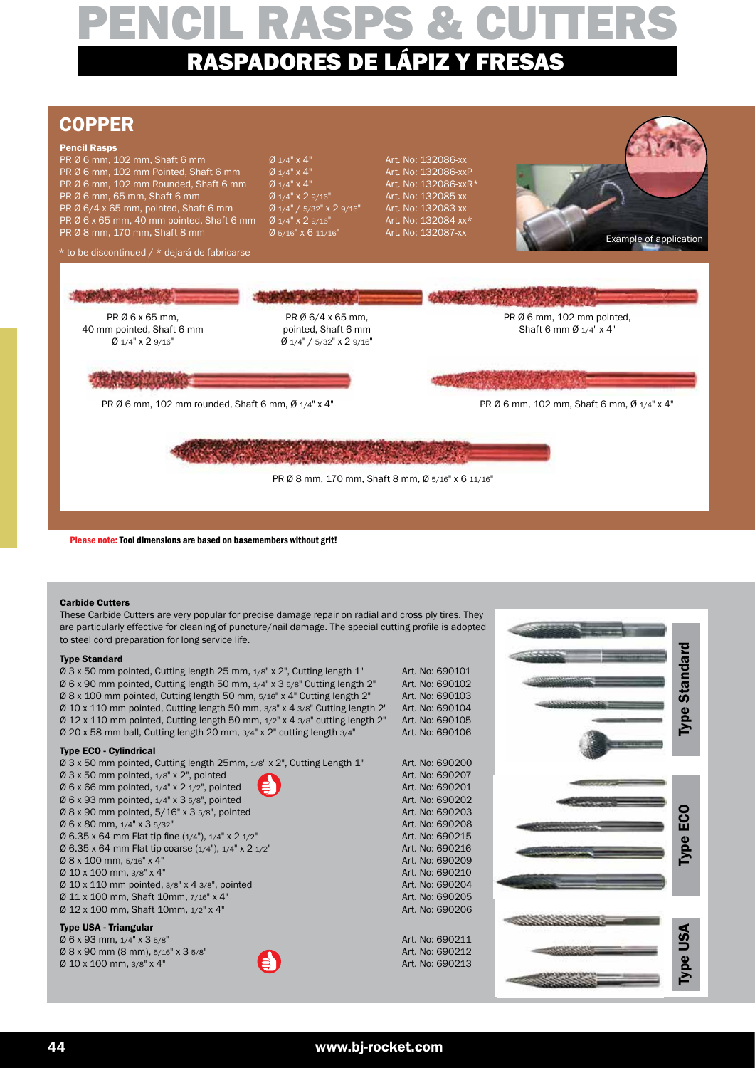# PENCIL RASPS & CUTTERS

## RASPADORES DE LÁPIZ Y FRESAS

## COPPER

### Pencil Rasps

| | | |
|---|---|---|
| PR Ø 6 mm, 102 mm, Shaft 6 mm | Ø 1/4" x 4" | Art. No: 132086-xx |
| PR Ø 6 mm, 102 mm Pointed, Shaft 6 mm | Ø 1/4" x 4" | Art. No: 132086-xxP |
| PR Ø 6 mm, 102 mm Rounded, Shaft 6 mm | Ø 1/4" x 4" | Art. No: 132086-xxR* |
| PR Ø 6 mm, 65 mm, Shaft 6 mm | Ø 1/4" x 2 9/16" | Art. No: 132085-xx |
| PR Ø 6/4 x 65 mm, pointed, Shaft 6 mm | Ø 1/4" / 5/32" x 2 9/16" | Art. No: 132083-xx |
| PR Ø 6 x 65 mm, 40 mm pointed, Shaft 6 mm | Ø 1/4" x 2 9/16" | Art. No: 132084-xx* |
| PR Ø 8 mm, 170 mm, Shaft 8 mm | Ø 5/16" x 6 11/16" | Art. No: 132087-xx |

* to be discontinued / * dejará de fabricarse

Example of application

PR Ø 6 x 65 mm, 40 mm pointed, Shaft 6 mm Ø 1/4" x 2 9/16"

PR Ø 6/4 x 65 mm, pointed, Shaft 6 mm Ø 1/4" / 5/32" x 2 9/16"

PR Ø 6 mm, 102 mm pointed, Shaft 6 mm Ø 1/4" x 4"

PR Ø 6 mm, 102 mm rounded, Shaft 6 mm, Ø 1/4" x 4"

PR Ø 6 mm, 102 mm, Shaft 6 mm, Ø 1/4" x 4"

PR Ø 8 mm, 170 mm, Shaft 8 mm, Ø 5/16" x 6 11/16"

**Please note: Tool dimensions are based on basemembers without grit!**

### Carbide Cutters

These Carbide Cutters are very popular for precise damage repair on radial and cross ply tires. They are particularly effective for cleaning of puncture/nail damage. The special cutting profile is adopted to steel cord preparation for long service life.

#### Type Standard

| | |
|---|---|
| Ø 3 x 50 mm pointed, Cutting length 25 mm, 1/8" x 2", Cutting length 1" | Art. No: 690101 |
| Ø 6 x 90 mm pointed, Cutting length 50 mm, 1/4" x 3 5/8" Cutting length 2" | Art. No: 690102 |
| Ø 8 x 100 mm pointed, Cutting length 50 mm, 5/16" x 4" Cutting length 2" | Art. No: 690103 |
| Ø 10 x 110 mm pointed, Cutting length 50 mm, 3/8" x 4 3/8" Cutting length 2" | Art. No: 690104 |
| Ø 12 x 110 mm pointed, Cutting length 50 mm, 1/2" x 4 3/8" cutting length 2" | Art. No: 690105 |
| Ø 20 x 58 mm ball, Cutting length 20 mm, 3/4" x 2" cutting length 3/4" | Art. No: 690106 |

#### Type ECO - Cylindrical

| | |
|---|---|
| Ø 3 x 50 mm pointed, Cutting length 25mm, 1/8" x 2", Cutting Length 1" | Art. No: 690200 |
| Ø 3 x 50 mm pointed, 1/8" x 2", pointed | Art. No: 690207 |
| Ø 6 x 66 mm pointed, 1/4" x 2 1/2", pointed | Art. No: 690201 |
| Ø 6 x 93 mm pointed, 1/4" x 3 5/8", pointed | Art. No: 690202 |
| Ø 8 x 90 mm pointed, 5/16" x 3 5/8", pointed | Art. No: 690203 |
| Ø 6 x 80 mm, 1/4" x 3 5/32" | Art. No: 690208 |
| Ø 6.35 x 64 mm Flat tip fine (1/4"), 1/4" x 2 1/2" | Art. No: 690215 |
| Ø 6.35 x 64 mm Flat tip coarse (1/4"), 1/4" x 2 1/2" | Art. No: 690216 |
| Ø 8 x 100 mm, 5/16" x 4" | Art. No: 690209 |
| Ø 10 x 100 mm, 3/8" x 4" | Art. No: 690210 |
| Ø 10 x 110 mm pointed, 3/8" x 4 3/8", pointed | Art. No: 690204 |
| Ø 11 x 100 mm, Shaft 10mm, 7/16" x 4" | Art. No: 690205 |
| Ø 12 x 100 mm, Shaft 10mm, 1/2" x 4" | Art. No: 690206 |

#### Type USA - Triangular

| | |
|---|---|
| Ø 6 x 93 mm, 1/4" x 3 5/8" | Art. No: 690211 |
| Ø 8 x 90 mm (8 mm), 5/16" x 3 5/8" | Art. No: 690212 |
| Ø 10 x 100 mm, 3/8" x 4" | Art. No: 690213 |

Type Standard

Type ECO

Type USA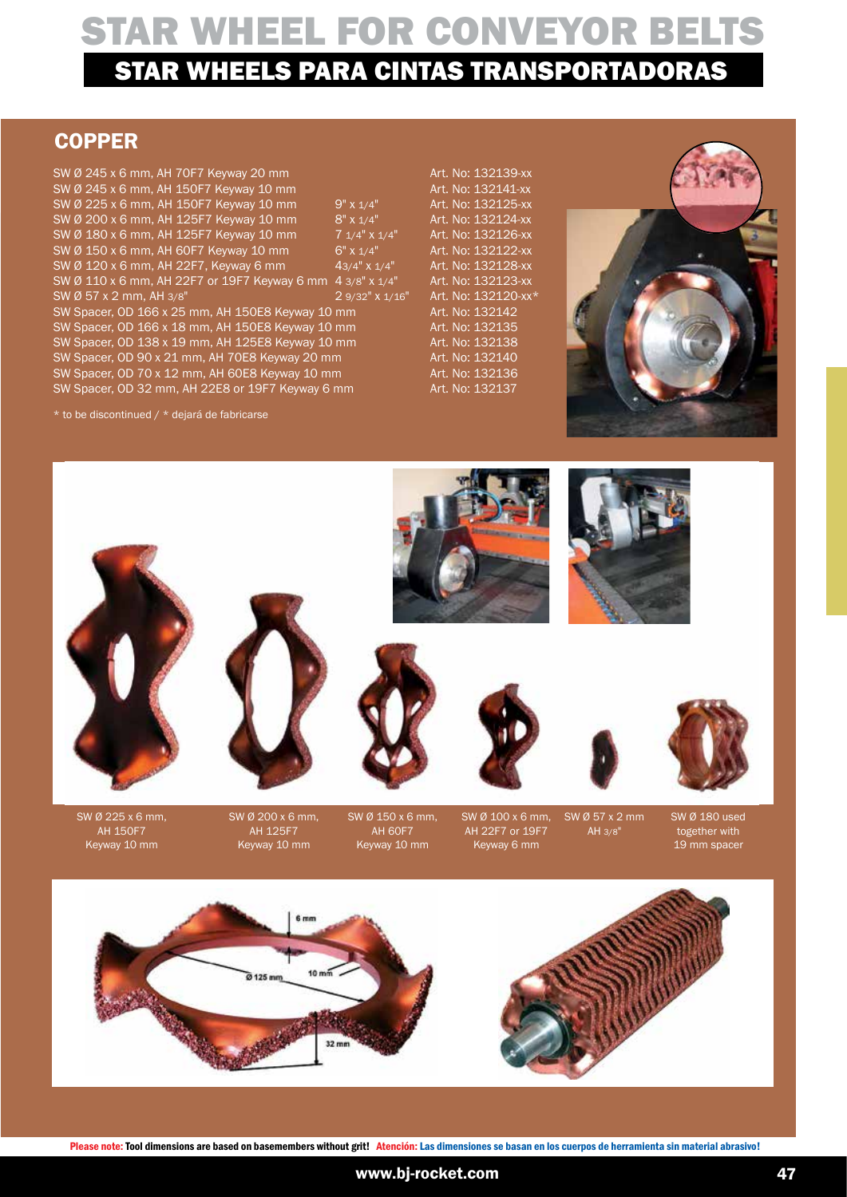# STAR WHEEL FOR CONVEYOR BELTS

## STAR WHEELS PARA CINTAS TRANSPORTADORAS

### COPPER

| | | |
|---|---|---|
| SW Ø 245 x 6 mm, AH 70F7 Keyway 20 mm | | Art. No: 132139-xx |
| SW Ø 245 x 6 mm, AH 150F7 Keyway 10 mm | | Art. No: 132141-xx |
| SW Ø 225 x 6 mm, AH 150F7 Keyway 10 mm | 9" x 1/4" | Art. No: 132125-xx |
| SW Ø 200 x 6 mm, AH 125F7 Keyway 10 mm | 8" x 1/4" | Art. No: 132124-xx |
| SW Ø 180 x 6 mm, AH 125F7 Keyway 10 mm | 7 1/4" x 1/4" | Art. No: 132126-xx |
| SW Ø 150 x 6 mm, AH 60F7 Keyway 10 mm | 6" x 1/4" | Art. No: 132122-xx |
| SW Ø 120 x 6 mm, AH 22F7, Keyway 6 mm | 43/4" x 1/4" | Art. No: 132128-xx |
| SW Ø 110 x 6 mm, AH 22F7 or 19F7 Keyway 6 mm | 4 3/8" x 1/4" | Art. No: 132123-xx |
| SW Ø 57 x 2 mm, AH 3/8" | 2 9/32" x 1/16" | Art. No: 132120-xx* |
| SW Spacer, OD 166 x 25 mm, AH 150E8 Keyway 10 mm | | Art. No: 132142 |
| SW Spacer, OD 166 x 18 mm, AH 150E8 Keyway 10 mm | | Art. No: 132135 |
| SW Spacer, OD 138 x 19 mm, AH 125E8 Keyway 10 mm | | Art. No: 132138 |
| SW Spacer, OD 90 x 21 mm, AH 70E8 Keyway 20 mm | | Art. No: 132140 |
| SW Spacer, OD 70 x 12 mm, AH 60E8 Keyway 10 mm | | Art. No: 132136 |
| SW Spacer, OD 32 mm, AH 22E8 or 19F7 Keyway 6 mm | | Art. No: 132137 |

* to be discontinued / * dejará de fabricarse

SW Ø 225 x 6 mm, AH 150F7 Keyway 10 mm

SW Ø 200 x 6 mm, AH 125F7 Keyway 10 mm

SW Ø 150 x 6 mm, AH 60F7 Keyway 10 mm

SW Ø 100 x 6 mm, AH 22F7 or 19F7 Keyway 6 mm

SW Ø 57 x 2 mm AH 3/8"

SW Ø 180 used together with 19 mm spacer

6 mm

Ø 125 mm

10 mm

32 mm

**Please note: Tool dimensions are based on basemembers without grit! Atención: Las dimensiones se basan en los cuerpos de herramienta sin material abrasivo!**

www.bj-rocket.com